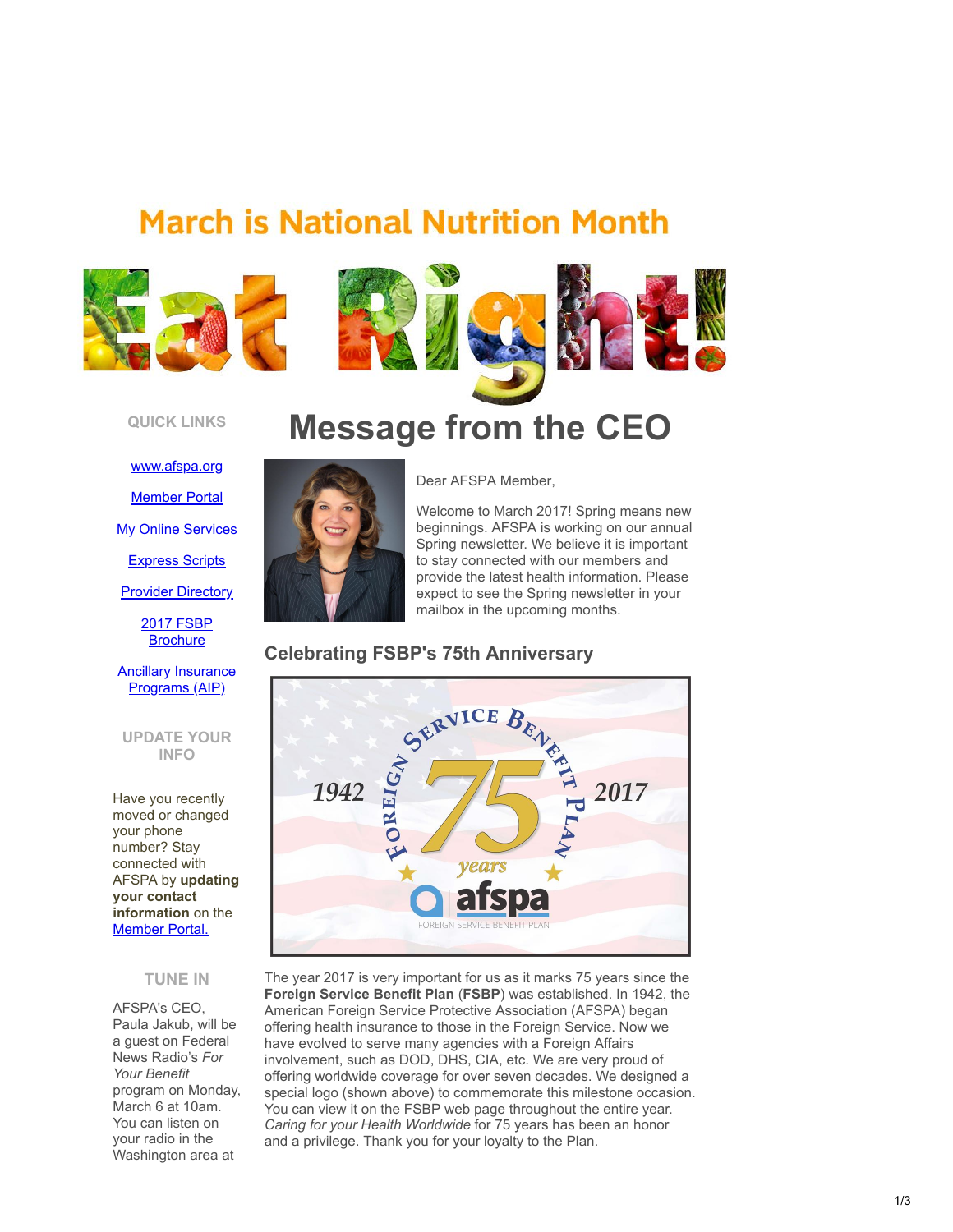# March is National Nutrition Month

Eat Right!

## Message from the CEO

Dear AFSPA Member,

Welcome to March 2017! Spring means new beginnings. AFSPA is working on our annual Spring newsletter. We believe it is important to stay connected with our members and provide the latest health information. Please expect to see the Spring newsletter in your mailbox in the upcoming months.

### Celebrating FSBP's 75th Anniversary

The year 2017 is very important for us as it marks 75 years since the **Foreign Service Benefit Plan** (**FSBP**) was established. In 1942, the American Foreign Service Protective Association (AFSPA) began offering health insurance to those in the Foreign Service. Now we have evolved to serve many agencies with a Foreign Affairs involvement, such as DOD, DHS, CIA, etc. We are very proud of offering worldwide coverage for over seven decades. We designed a special logo (shown above) to commemorate this milestone occasion. You can view it on the FSBP web page throughout the entire year. *Caring for your Health Worldwide* for 75 years has been an honor and a privilege. Thank you for your loyalty to the Plan.

### QUICK LINKS

- www.afspa.org
- Member Portal
- My Online Services
- Express Scripts
- Provider Directory
- 2017 FSBP Brochure
- Ancillary Insurance Programs (AIP)

### UPDATE YOUR INFO

Have you recently moved or changed your phone number? Stay connected with AFSPA by **updating your contact information** on the Member Portal.

### TUNE IN

AFSPA's CEO, Paula Jakub, will be a guest on Federal News Radio's *For Your Benefit* program on Monday, March 6 at 10am. You can listen on your radio in the Washington area at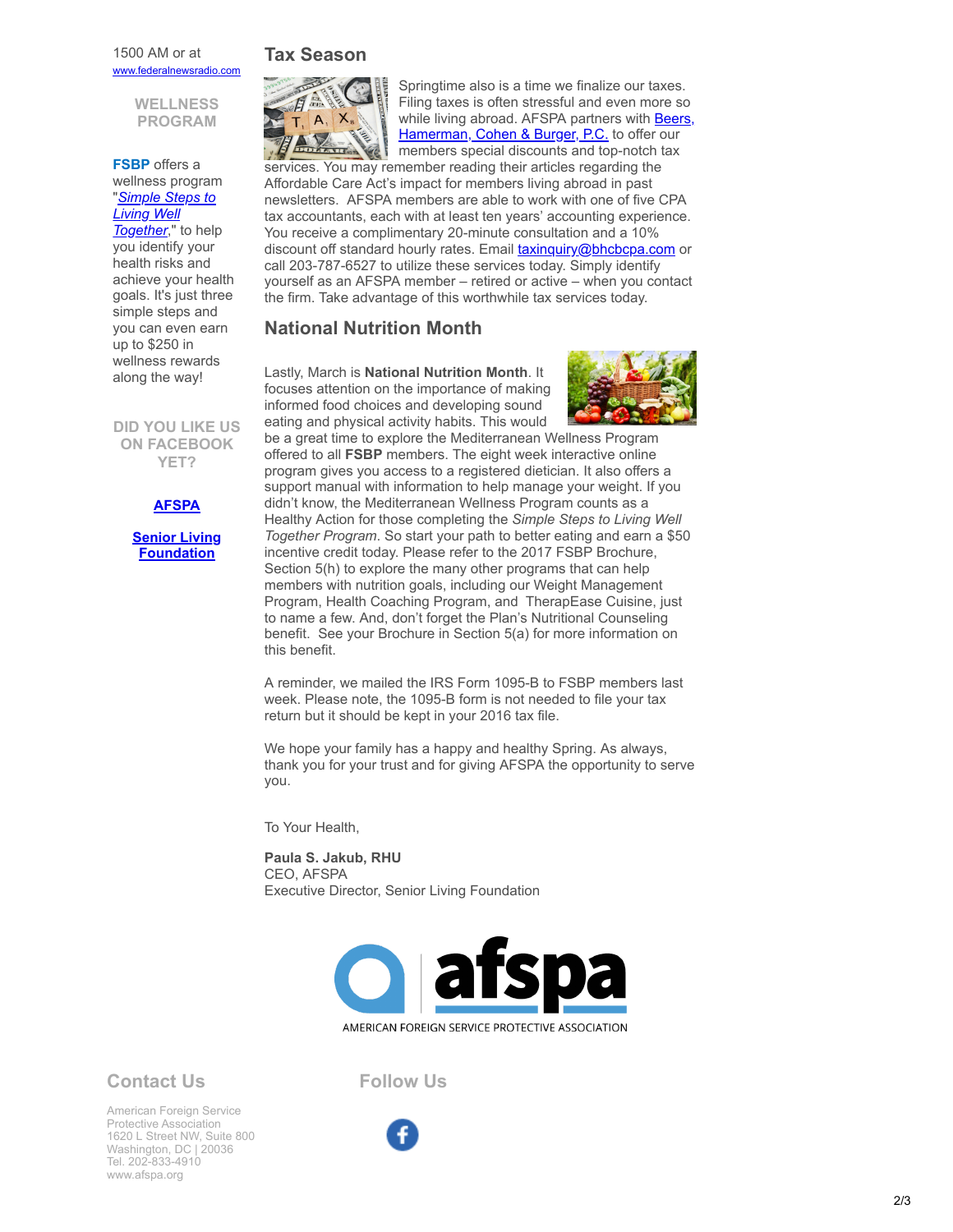1500 AM or at www.federalnewsradio.com

### WELLNESS PROGRAM

**FSBP** offers a wellness program "*Simple Steps to Living Well Together*," to help you identify your health risks and achieve your health goals. It's just three simple steps and you can even earn up to $250 in wellness rewards along the way!

### DID YOU LIKE US ON FACEBOOK YET?

**AFSPA**

**Senior Living Foundation**

## Tax Season

Springtime also is a time we finalize our taxes. Filing taxes is often stressful and even more so while living abroad. AFSPA partners with Beers, Hamerman, Cohen & Burger, P.C. to offer our members special discounts and top-notch tax services. You may remember reading their articles regarding the Affordable Care Act's impact for members living abroad in past newsletters. AFSPA members are able to work with one of five CPA tax accountants, each with at least ten years' accounting experience. You receive a complimentary 20-minute consultation and a 10% discount off standard hourly rates. Email taxinquiry@bhcbcpa.com or call 203-787-6527 to utilize these services today. Simply identify yourself as an AFSPA member – retired or active – when you contact the firm. Take advantage of this worthwhile tax services today.

## National Nutrition Month

Lastly, March is **National Nutrition Month**. It focuses attention on the importance of making informed food choices and developing sound eating and physical activity habits. This would be a great time to explore the Mediterranean Wellness Program offered to all **FSBP** members. The eight week interactive online program gives you access to a registered dietician. It also offers a support manual with information to help manage your weight. If you didn't know, the Mediterranean Wellness Program counts as a Healthy Action for those completing the *Simple Steps to Living Well Together Program*. So start your path to better eating and earn a $50 incentive credit today. Please refer to the 2017 FSBP Brochure, Section 5(h) to explore the many other programs that can help members with nutrition goals, including our Weight Management Program, Health Coaching Program, and TherapEase Cuisine, just to name a few. And, don't forget the Plan's Nutritional Counseling benefit. See your Brochure in Section 5(a) for more information on this benefit.

A reminder, we mailed the IRS Form 1095-B to FSBP members last week. Please note, the 1095-B form is not needed to file your tax return but it should be kept in your 2016 tax file.

We hope your family has a happy and healthy Spring. As always, thank you for your trust and for giving AFSPA the opportunity to serve you.

To Your Health,

**Paula S. Jakub, RHU**
CEO, AFSPA
Executive Director, Senior Living Foundation

afspa
AMERICAN FOREIGN SERVICE PROTECTIVE ASSOCIATION

### Contact Us

American Foreign Service Protective Association
1620 L Street NW, Suite 800
Washington, DC | 20036
Tel. 202-833-4910
www.afspa.org

### Follow Us